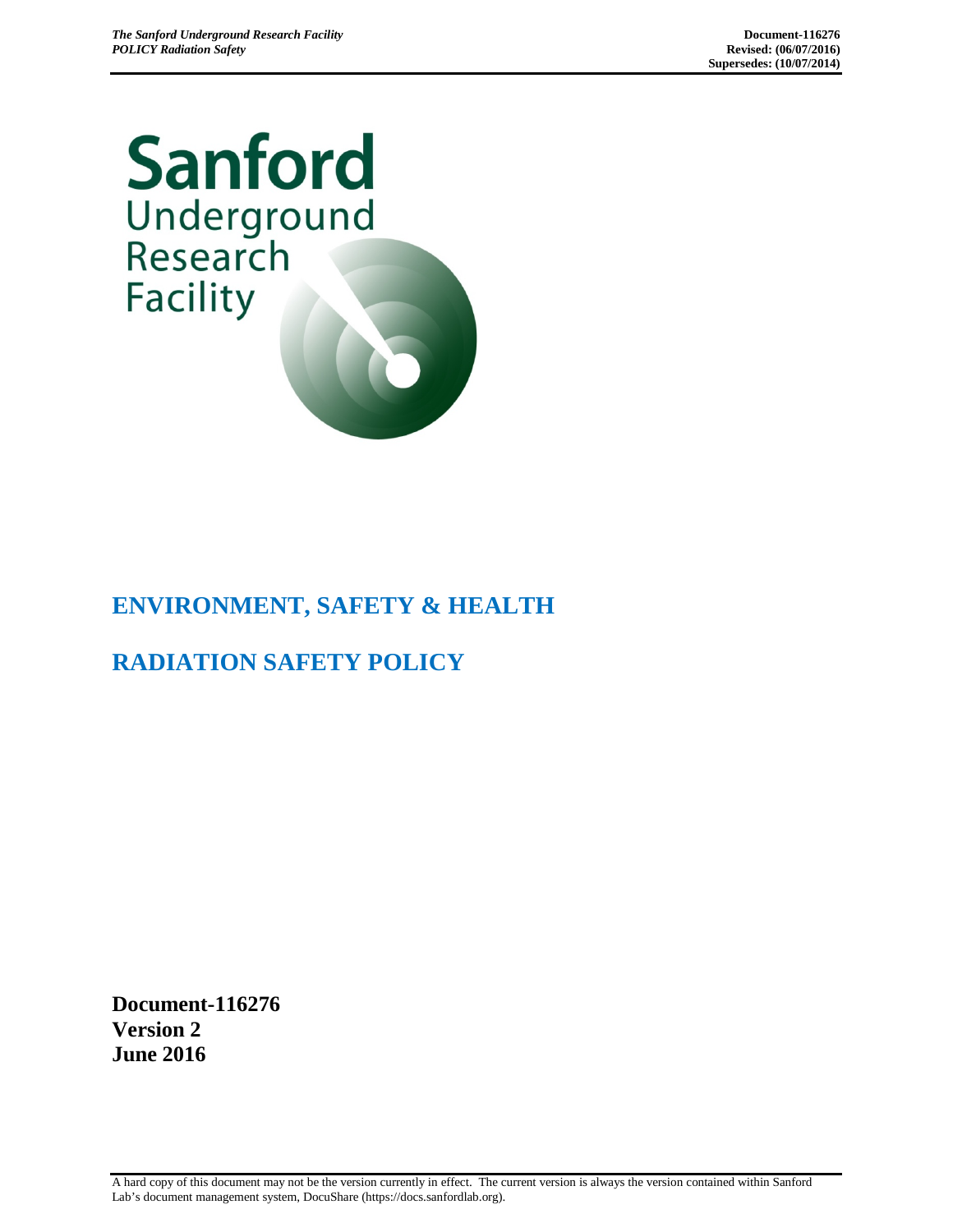Sanford Underground Research Facility

# ENVIRONMENT, SAFETY & HEALTH

# RADIATION SAFETY POLICY

**Document-116276**
**Version 2**
**June 2016**

A hard copy of this document may not be the version currently in effect. The current version is always the version contained within Sanford Lab's document management system, DocuShare (https://docs.sanfordlab.org).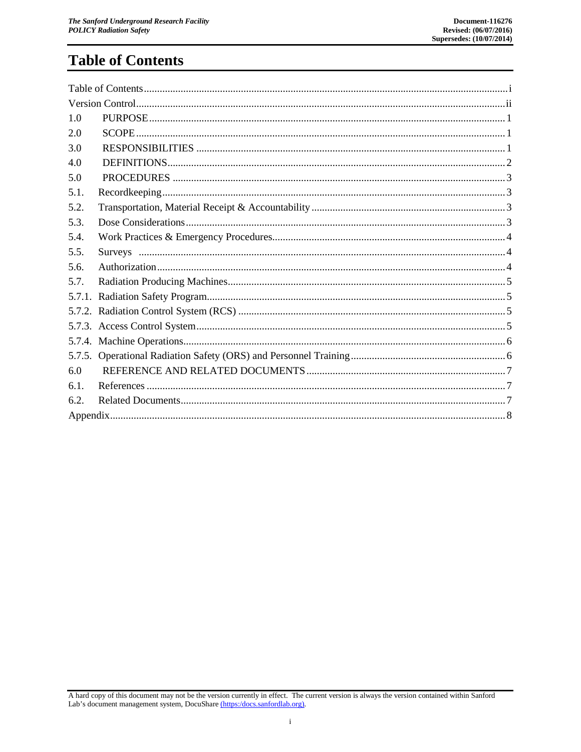# Table of Contents

Table of Contents ........ i
Version Control ........ ii
1.0 PURPOSE ........ 1
2.0 SCOPE ........ 1
3.0 RESPONSIBILITIES ........ 1
4.0 DEFINITIONS ........ 2
5.0 PROCEDURES ........ 3
5.1. Recordkeeping ........ 3
5.2. Transportation, Material Receipt & Accountability ........ 3
5.3. Dose Considerations ........ 3
5.4. Work Practices & Emergency Procedures ........ 4
5.5. Surveys ........ 4
5.6. Authorization ........ 4
5.7. Radiation Producing Machines ........ 5
5.7.1. Radiation Safety Program ........ 5
5.7.2. Radiation Control System (RCS) ........ 5
5.7.3. Access Control System ........ 5
5.7.4. Machine Operations ........ 6
5.7.5. Operational Radiation Safety (ORS) and Personnel Training ........ 6
6.0 REFERENCE AND RELATED DOCUMENTS ........ 7
6.1. References ........ 7
6.2. Related Documents ........ 7
Appendix ........ 8

A hard copy of this document may not be the version currently in effect. The current version is always the version contained within Sanford Lab's document management system, DocuShare (https:/docs.sanfordlab.org).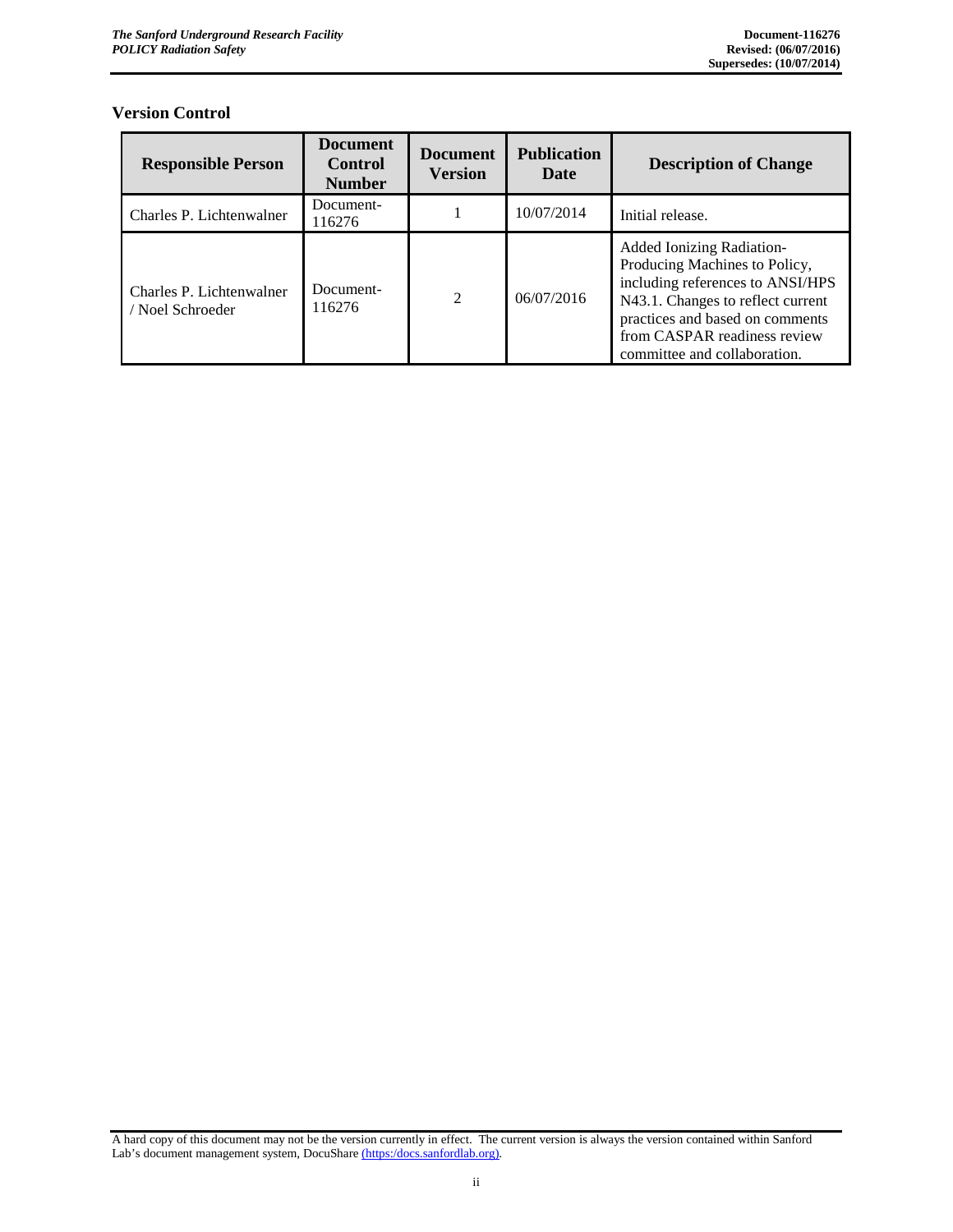## Version Control

| Responsible Person | Document Control Number | Document Version | Publication Date | Description of Change |
|---|---|---|---|---|
| Charles P. Lichtenwalner | Document-116276 | 1 | 10/07/2014 | Initial release. |
| Charles P. Lichtenwalner / Noel Schroeder | Document-116276 | 2 | 06/07/2016 | Added Ionizing Radiation-Producing Machines to Policy, including references to ANSI/HPS N43.1. Changes to reflect current practices and based on comments from CASPAR readiness review committee and collaboration. |

A hard copy of this document may not be the version currently in effect. The current version is always the version contained within Sanford Lab's document management system, DocuShare (https:/docs.sanfordlab.org).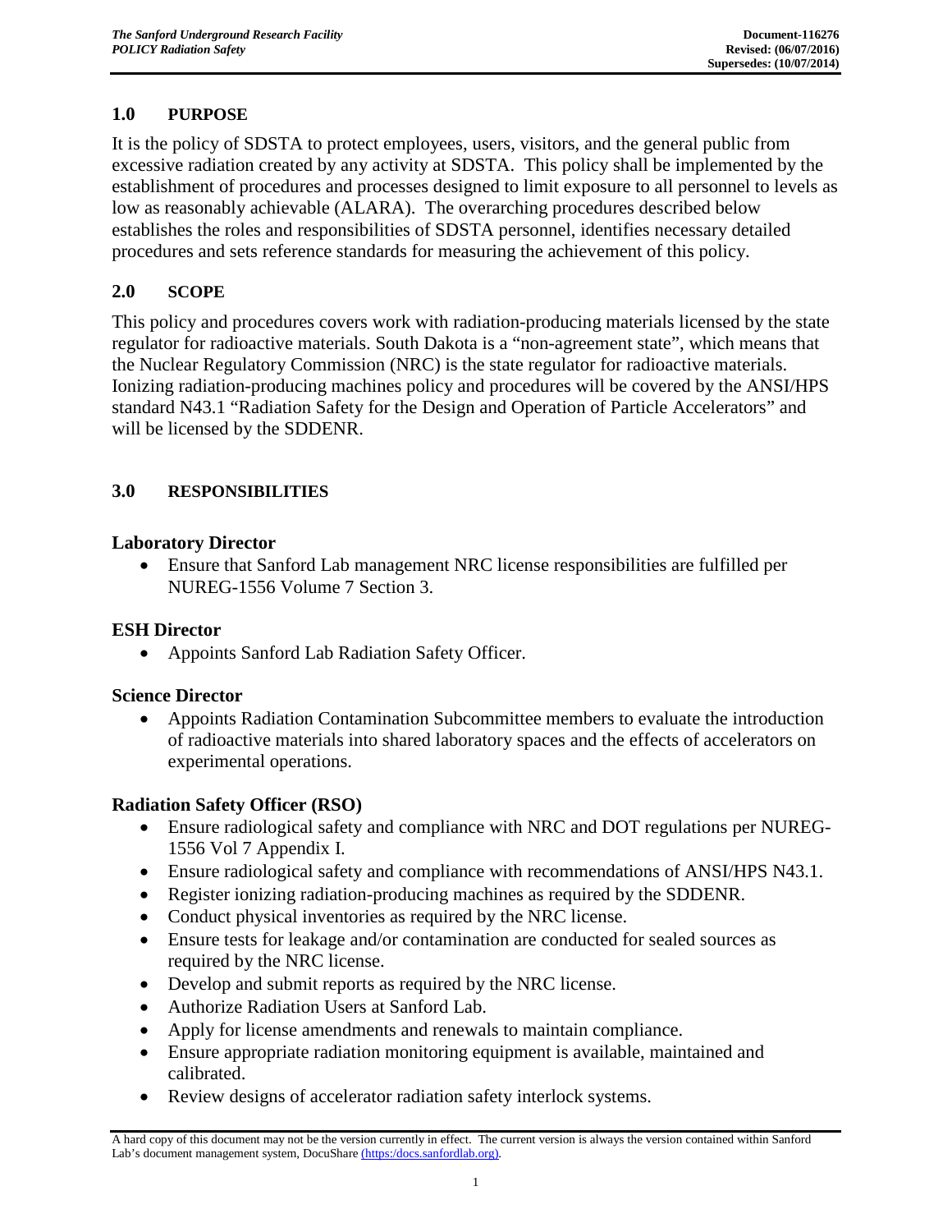## 1.0 PURPOSE

It is the policy of SDSTA to protect employees, users, visitors, and the general public from excessive radiation created by any activity at SDSTA. This policy shall be implemented by the establishment of procedures and processes designed to limit exposure to all personnel to levels as low as reasonably achievable (ALARA). The overarching procedures described below establishes the roles and responsibilities of SDSTA personnel, identifies necessary detailed procedures and sets reference standards for measuring the achievement of this policy.

## 2.0 SCOPE

This policy and procedures covers work with radiation-producing materials licensed by the state regulator for radioactive materials. South Dakota is a "non-agreement state", which means that the Nuclear Regulatory Commission (NRC) is the state regulator for radioactive materials. Ionizing radiation-producing machines policy and procedures will be covered by the ANSI/HPS standard N43.1 "Radiation Safety for the Design and Operation of Particle Accelerators" and will be licensed by the SDDENR.

## 3.0 RESPONSIBILITIES

### Laboratory Director

- Ensure that Sanford Lab management NRC license responsibilities are fulfilled per NUREG-1556 Volume 7 Section 3.

### ESH Director

- Appoints Sanford Lab Radiation Safety Officer.

### Science Director

- Appoints Radiation Contamination Subcommittee members to evaluate the introduction of radioactive materials into shared laboratory spaces and the effects of accelerators on experimental operations.

### Radiation Safety Officer (RSO)

- Ensure radiological safety and compliance with NRC and DOT regulations per NUREG-1556 Vol 7 Appendix I.
- Ensure radiological safety and compliance with recommendations of ANSI/HPS N43.1.
- Register ionizing radiation-producing machines as required by the SDDENR.
- Conduct physical inventories as required by the NRC license.
- Ensure tests for leakage and/or contamination are conducted for sealed sources as required by the NRC license.
- Develop and submit reports as required by the NRC license.
- Authorize Radiation Users at Sanford Lab.
- Apply for license amendments and renewals to maintain compliance.
- Ensure appropriate radiation monitoring equipment is available, maintained and calibrated.
- Review designs of accelerator radiation safety interlock systems.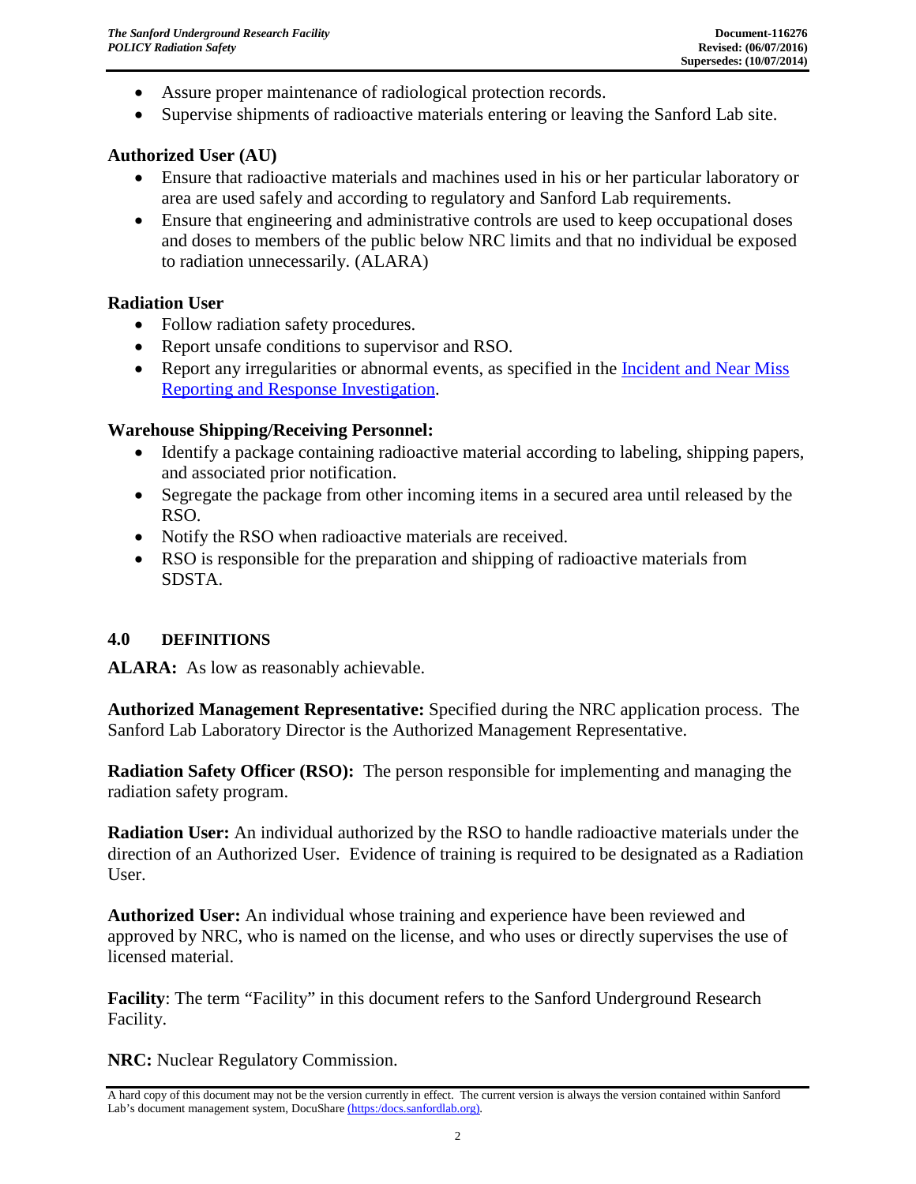- Assure proper maintenance of radiological protection records.
- Supervise shipments of radioactive materials entering or leaving the Sanford Lab site.

**Authorized User (AU)**

- Ensure that radioactive materials and machines used in his or her particular laboratory or area are used safely and according to regulatory and Sanford Lab requirements.
- Ensure that engineering and administrative controls are used to keep occupational doses and doses to members of the public below NRC limits and that no individual be exposed to radiation unnecessarily. (ALARA)

**Radiation User**

- Follow radiation safety procedures.
- Report unsafe conditions to supervisor and RSO.
- Report any irregularities or abnormal events, as specified in the Incident and Near Miss Reporting and Response Investigation.

**Warehouse Shipping/Receiving Personnel:**

- Identify a package containing radioactive material according to labeling, shipping papers, and associated prior notification.
- Segregate the package from other incoming items in a secured area until released by the RSO.
- Notify the RSO when radioactive materials are received.
- RSO is responsible for the preparation and shipping of radioactive materials from SDSTA.

## 4.0 DEFINITIONS

**ALARA:** As low as reasonably achievable.

**Authorized Management Representative:** Specified during the NRC application process. The Sanford Lab Laboratory Director is the Authorized Management Representative.

**Radiation Safety Officer (RSO):** The person responsible for implementing and managing the radiation safety program.

**Radiation User:** An individual authorized by the RSO to handle radioactive materials under the direction of an Authorized User. Evidence of training is required to be designated as a Radiation User.

**Authorized User:** An individual whose training and experience have been reviewed and approved by NRC, who is named on the license, and who uses or directly supervises the use of licensed material.

**Facility**: The term "Facility" in this document refers to the Sanford Underground Research Facility.

**NRC:** Nuclear Regulatory Commission.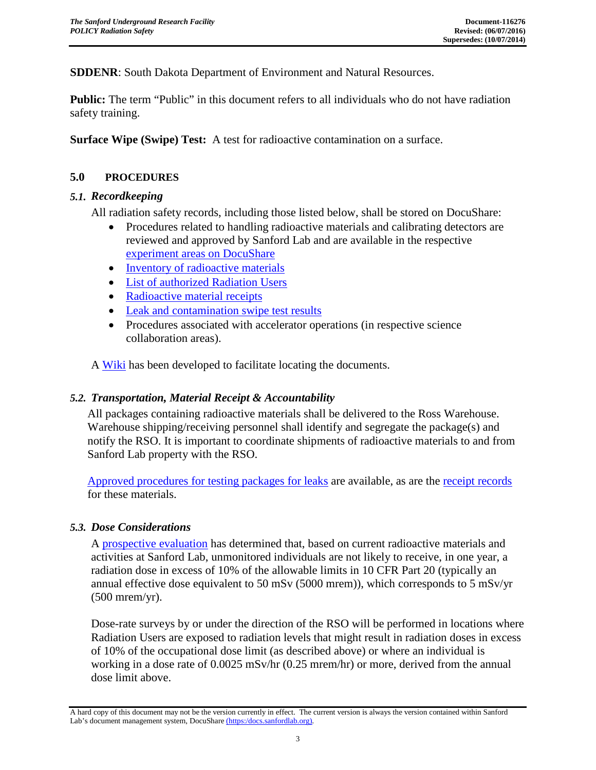**SDDENR**: South Dakota Department of Environment and Natural Resources.

**Public:** The term "Public" in this document refers to all individuals who do not have radiation safety training.

**Surface Wipe (Swipe) Test:** A test for radioactive contamination on a surface.

## 5.0 PROCEDURES

### *5.1. Recordkeeping*

All radiation safety records, including those listed below, shall be stored on DocuShare:

- Procedures related to handling radioactive materials and calibrating detectors are reviewed and approved by Sanford Lab and are available in the respective experiment areas on DocuShare
- Inventory of radioactive materials
- List of authorized Radiation Users
- Radioactive material receipts
- Leak and contamination swipe test results
- Procedures associated with accelerator operations (in respective science collaboration areas).

A Wiki has been developed to facilitate locating the documents.

### *5.2. Transportation, Material Receipt & Accountability*

All packages containing radioactive materials shall be delivered to the Ross Warehouse. Warehouse shipping/receiving personnel shall identify and segregate the package(s) and notify the RSO. It is important to coordinate shipments of radioactive materials to and from Sanford Lab property with the RSO.

Approved procedures for testing packages for leaks are available, as are the receipt records for these materials.

### *5.3. Dose Considerations*

A prospective evaluation has determined that, based on current radioactive materials and activities at Sanford Lab, unmonitored individuals are not likely to receive, in one year, a radiation dose in excess of 10% of the allowable limits in 10 CFR Part 20 (typically an annual effective dose equivalent to 50 mSv (5000 mrem)), which corresponds to 5 mSv/yr (500 mrem/yr).

Dose-rate surveys by or under the direction of the RSO will be performed in locations where Radiation Users are exposed to radiation levels that might result in radiation doses in excess of 10% of the occupational dose limit (as described above) or where an individual is working in a dose rate of 0.0025 mSv/hr (0.25 mrem/hr) or more, derived from the annual dose limit above.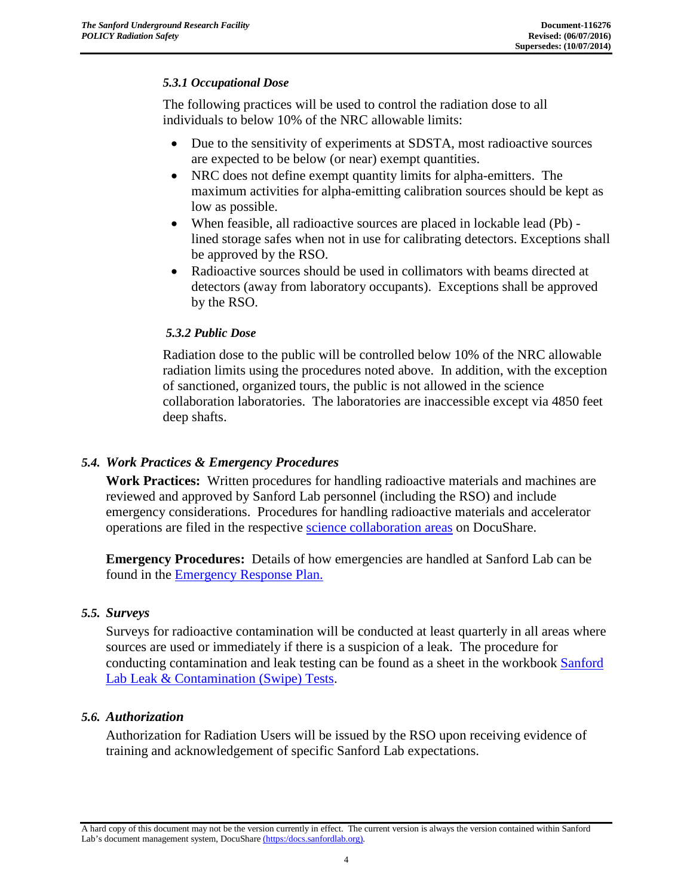#### *5.3.1 Occupational Dose*

The following practices will be used to control the radiation dose to all individuals to below 10% of the NRC allowable limits:

- Due to the sensitivity of experiments at SDSTA, most radioactive sources are expected to be below (or near) exempt quantities.
- NRC does not define exempt quantity limits for alpha-emitters. The maximum activities for alpha-emitting calibration sources should be kept as low as possible.
- When feasible, all radioactive sources are placed in lockable lead (Pb) - lined storage safes when not in use for calibrating detectors. Exceptions shall be approved by the RSO.
- Radioactive sources should be used in collimators with beams directed at detectors (away from laboratory occupants). Exceptions shall be approved by the RSO.

#### *5.3.2 Public Dose*

Radiation dose to the public will be controlled below 10% of the NRC allowable radiation limits using the procedures noted above. In addition, with the exception of sanctioned, organized tours, the public is not allowed in the science collaboration laboratories. The laboratories are inaccessible except via 4850 feet deep shafts.

### *5.4. Work Practices & Emergency Procedures*

**Work Practices:** Written procedures for handling radioactive materials and machines are reviewed and approved by Sanford Lab personnel (including the RSO) and include emergency considerations. Procedures for handling radioactive materials and accelerator operations are filed in the respective science collaboration areas on DocuShare.

**Emergency Procedures:** Details of how emergencies are handled at Sanford Lab can be found in the Emergency Response Plan.

### *5.5. Surveys*

Surveys for radioactive contamination will be conducted at least quarterly in all areas where sources are used or immediately if there is a suspicion of a leak. The procedure for conducting contamination and leak testing can be found as a sheet in the workbook Sanford Lab Leak & Contamination (Swipe) Tests.

### *5.6. Authorization*

Authorization for Radiation Users will be issued by the RSO upon receiving evidence of training and acknowledgement of specific Sanford Lab expectations.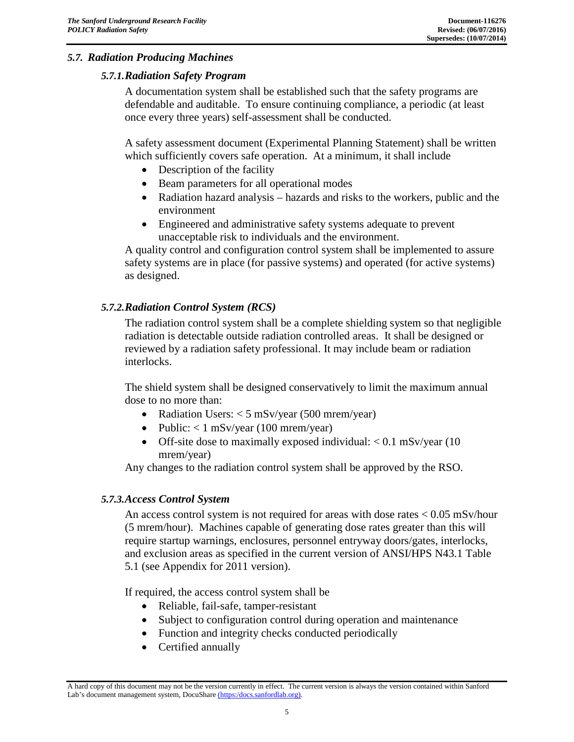## *5.7. Radiation Producing Machines*

### *5.7.1. Radiation Safety Program*

A documentation system shall be established such that the safety programs are defendable and auditable. To ensure continuing compliance, a periodic (at least once every three years) self-assessment shall be conducted.

A safety assessment document (Experimental Planning Statement) shall be written which sufficiently covers safe operation. At a minimum, it shall include

- Description of the facility
- Beam parameters for all operational modes
- Radiation hazard analysis – hazards and risks to the workers, public and the environment
- Engineered and administrative safety systems adequate to prevent unacceptable risk to individuals and the environment.

A quality control and configuration control system shall be implemented to assure safety systems are in place (for passive systems) and operated (for active systems) as designed.

### *5.7.2. Radiation Control System (RCS)*

The radiation control system shall be a complete shielding system so that negligible radiation is detectable outside radiation controlled areas. It shall be designed or reviewed by a radiation safety professional. It may include beam or radiation interlocks.

The shield system shall be designed conservatively to limit the maximum annual dose to no more than:

- Radiation Users: < 5 mSv/year (500 mrem/year)
- Public: < 1 mSv/year (100 mrem/year)
- Off-site dose to maximally exposed individual: < 0.1 mSv/year (10 mrem/year)

Any changes to the radiation control system shall be approved by the RSO.

### *5.7.3. Access Control System*

An access control system is not required for areas with dose rates < 0.05 mSv/hour (5 mrem/hour). Machines capable of generating dose rates greater than this will require startup warnings, enclosures, personnel entryway doors/gates, interlocks, and exclusion areas as specified in the current version of ANSI/HPS N43.1 Table 5.1 (see Appendix for 2011 version).

If required, the access control system shall be

- Reliable, fail-safe, tamper-resistant
- Subject to configuration control during operation and maintenance
- Function and integrity checks conducted periodically
- Certified annually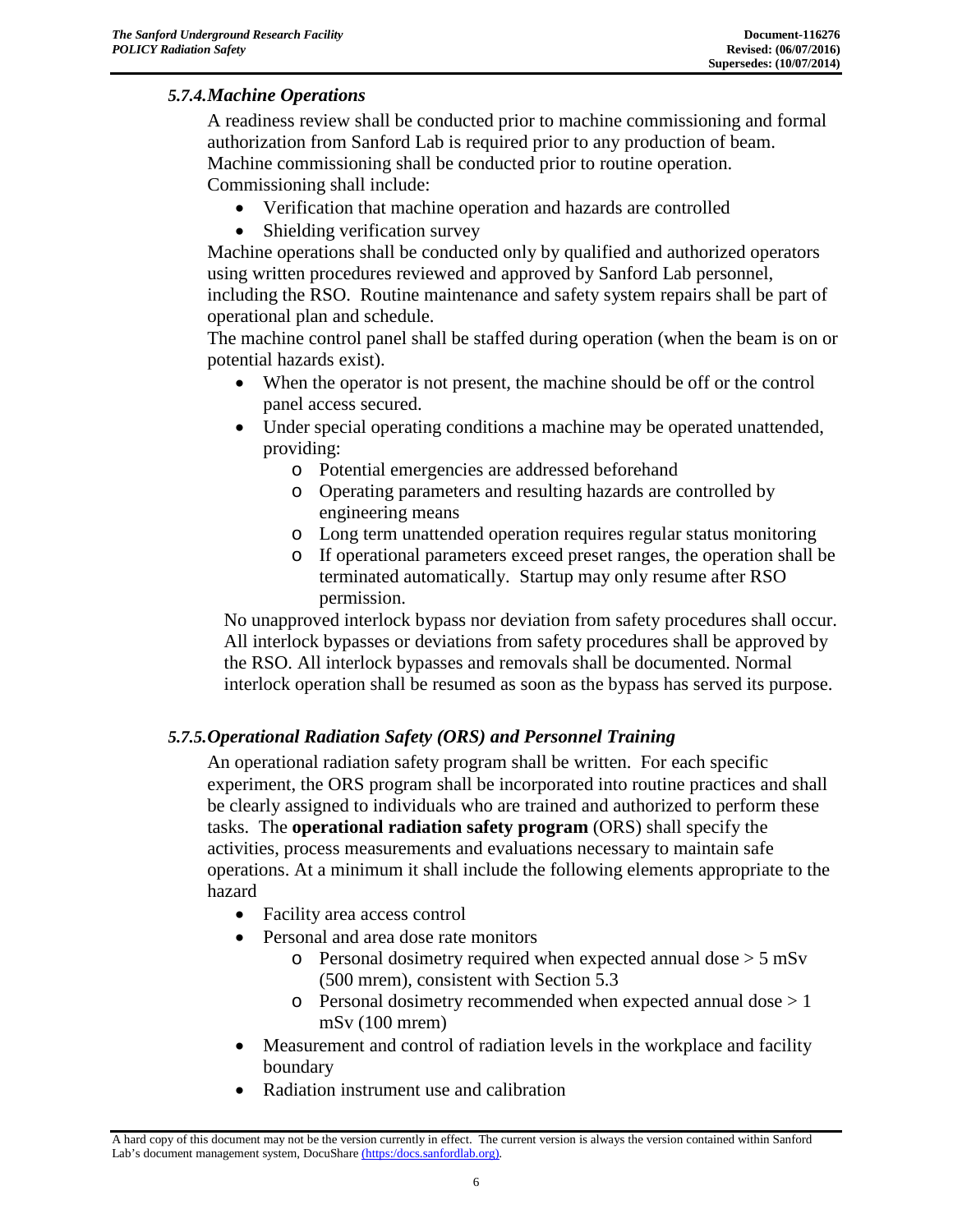### *5.7.4. Machine Operations*

A readiness review shall be conducted prior to machine commissioning and formal authorization from Sanford Lab is required prior to any production of beam. Machine commissioning shall be conducted prior to routine operation. Commissioning shall include:

- Verification that machine operation and hazards are controlled
- Shielding verification survey

Machine operations shall be conducted only by qualified and authorized operators using written procedures reviewed and approved by Sanford Lab personnel, including the RSO. Routine maintenance and safety system repairs shall be part of operational plan and schedule.

The machine control panel shall be staffed during operation (when the beam is on or potential hazards exist).

- When the operator is not present, the machine should be off or the control panel access secured.
- Under special operating conditions a machine may be operated unattended, providing:
  - Potential emergencies are addressed beforehand
  - Operating parameters and resulting hazards are controlled by engineering means
  - Long term unattended operation requires regular status monitoring
  - If operational parameters exceed preset ranges, the operation shall be terminated automatically. Startup may only resume after RSO permission.

No unapproved interlock bypass nor deviation from safety procedures shall occur. All interlock bypasses or deviations from safety procedures shall be approved by the RSO. All interlock bypasses and removals shall be documented. Normal interlock operation shall be resumed as soon as the bypass has served its purpose.

### *5.7.5. Operational Radiation Safety (ORS) and Personnel Training*

An operational radiation safety program shall be written. For each specific experiment, the ORS program shall be incorporated into routine practices and shall be clearly assigned to individuals who are trained and authorized to perform these tasks. The **operational radiation safety program** (ORS) shall specify the activities, process measurements and evaluations necessary to maintain safe operations. At a minimum it shall include the following elements appropriate to the hazard

- Facility area access control
- Personal and area dose rate monitors
  - Personal dosimetry required when expected annual dose > 5 mSv (500 mrem), consistent with Section 5.3
  - Personal dosimetry recommended when expected annual dose > 1 mSv (100 mrem)
- Measurement and control of radiation levels in the workplace and facility boundary
- Radiation instrument use and calibration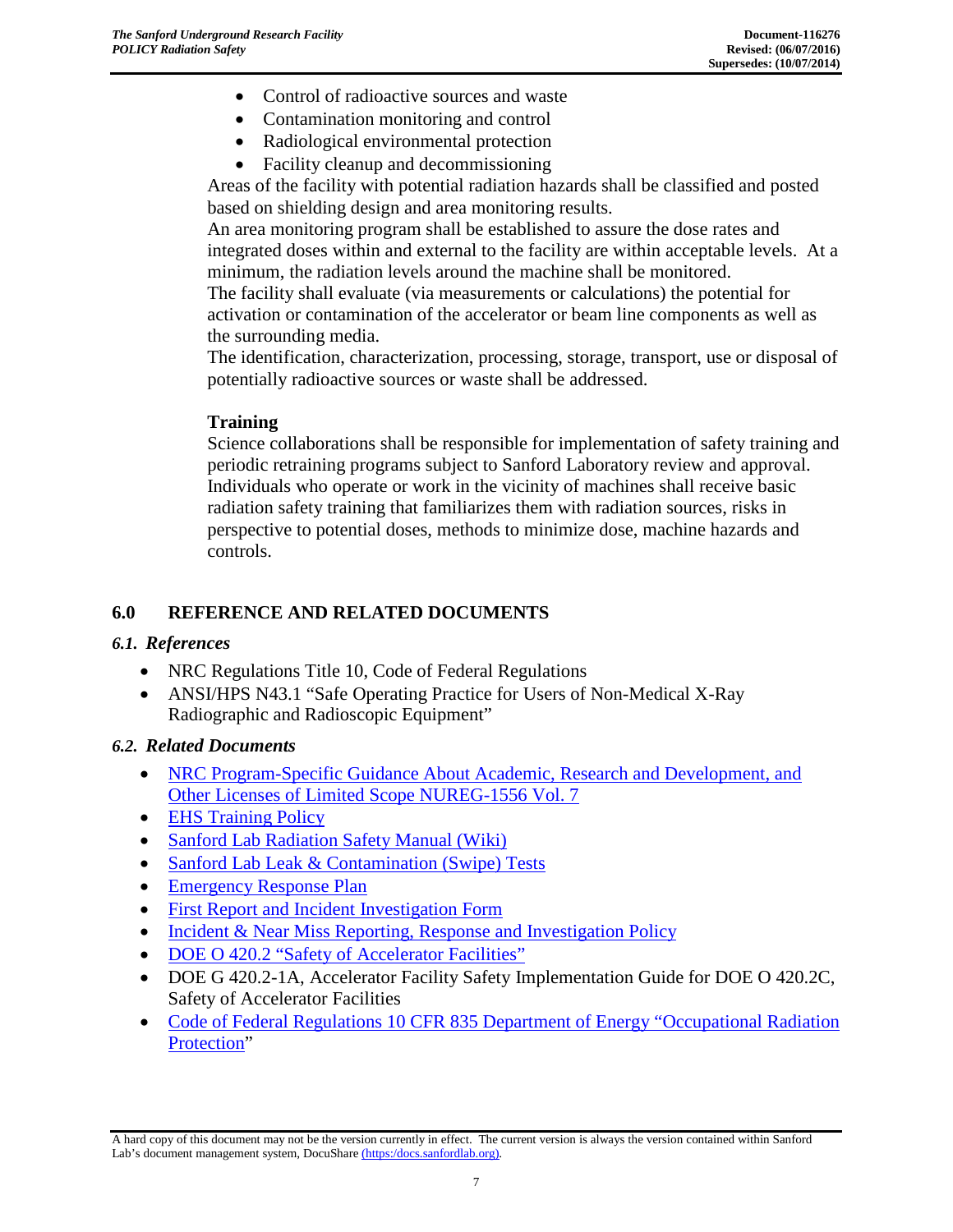- Control of radioactive sources and waste
- Contamination monitoring and control
- Radiological environmental protection
- Facility cleanup and decommissioning

Areas of the facility with potential radiation hazards shall be classified and posted based on shielding design and area monitoring results.

An area monitoring program shall be established to assure the dose rates and integrated doses within and external to the facility are within acceptable levels. At a minimum, the radiation levels around the machine shall be monitored.

The facility shall evaluate (via measurements or calculations) the potential for activation or contamination of the accelerator or beam line components as well as the surrounding media.

The identification, characterization, processing, storage, transport, use or disposal of potentially radioactive sources or waste shall be addressed.

**Training**

Science collaborations shall be responsible for implementation of safety training and periodic retraining programs subject to Sanford Laboratory review and approval. Individuals who operate or work in the vicinity of machines shall receive basic radiation safety training that familiarizes them with radiation sources, risks in perspective to potential doses, methods to minimize dose, machine hazards and controls.

## 6.0 REFERENCE AND RELATED DOCUMENTS

### *6.1. References*

- NRC Regulations Title 10, Code of Federal Regulations
- ANSI/HPS N43.1 “Safe Operating Practice for Users of Non-Medical X-Ray Radiographic and Radioscopic Equipment”

### *6.2. Related Documents*

- NRC Program-Specific Guidance About Academic, Research and Development, and Other Licenses of Limited Scope NUREG-1556 Vol. 7
- EHS Training Policy
- Sanford Lab Radiation Safety Manual (Wiki)
- Sanford Lab Leak & Contamination (Swipe) Tests
- Emergency Response Plan
- First Report and Incident Investigation Form
- Incident & Near Miss Reporting, Response and Investigation Policy
- DOE O 420.2 “Safety of Accelerator Facilities”
- DOE G 420.2-1A, Accelerator Facility Safety Implementation Guide for DOE O 420.2C, Safety of Accelerator Facilities
- Code of Federal Regulations 10 CFR 835 Department of Energy “Occupational Radiation Protection”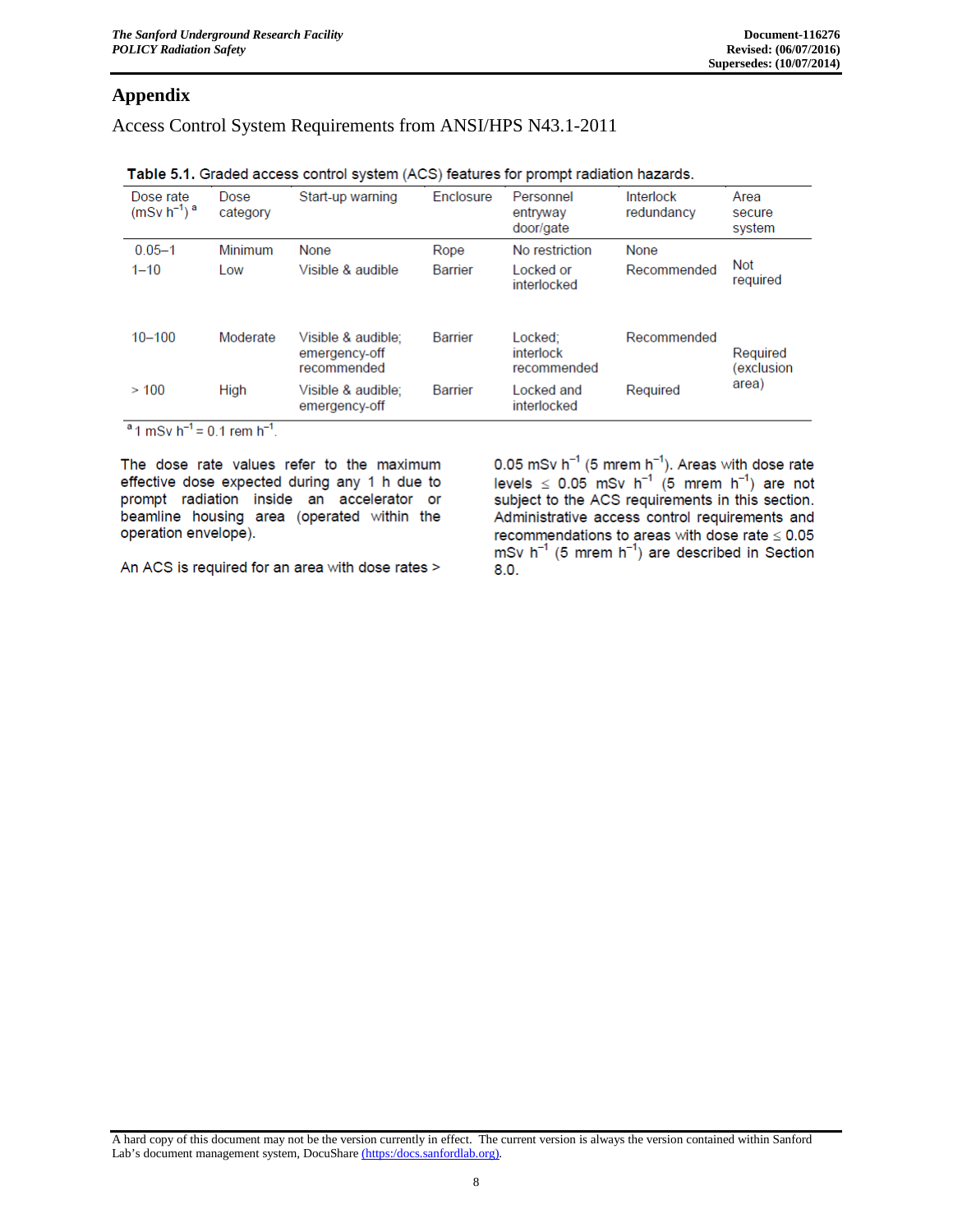## Appendix

Access Control System Requirements from ANSI/HPS N43.1-2011

**Table 5.1.** Graded access control system (ACS) features for prompt radiation hazards.

| Dose rate ($mSv\ h^{-1}$) [a] | Dose category | Start-up warning | Enclosure | Personnel entryway door/gate | Interlock redundancy | Area secure system |
|---|---|---|---|---|---|---|
| 0.05–1 | Minimum | None | Rope | No restriction | None | Not required |
| 1–10 | Low | Visible & audible | Barrier | Locked or interlocked | Recommended | |
| 10–100 | Moderate | Visible & audible; emergency-off recommended | Barrier | Locked; interlock recommended | Recommended | Required (exclusion area) |
| > 100 | High | Visible & audible; emergency-off | Barrier | Locked and interlocked | Required | |

[a] 1 $mSv\ h^{-1}$ = 0.1 $rem\ h^{-1}$.

The dose rate values refer to the maximum effective dose expected during any 1 h due to prompt radiation inside an accelerator or beamline housing area (operated within the operation envelope).

An ACS is required for an area with dose rates > 0.05 $mSv\ h^{-1}$ (5 $mrem\ h^{-1}$). Areas with dose rate levels ≤ 0.05 $mSv\ h^{-1}$ (5 $mrem\ h^{-1}$) are not subject to the ACS requirements in this section. Administrative access control requirements and recommendations to areas with dose rate ≤ 0.05 $mSv\ h^{-1}$ (5 $mrem\ h^{-1}$) are described in Section 8.0.

A hard copy of this document may not be the version currently in effect. The current version is always the version contained within Sanford Lab's document management system, DocuShare (https:/docs.sanfordlab.org).